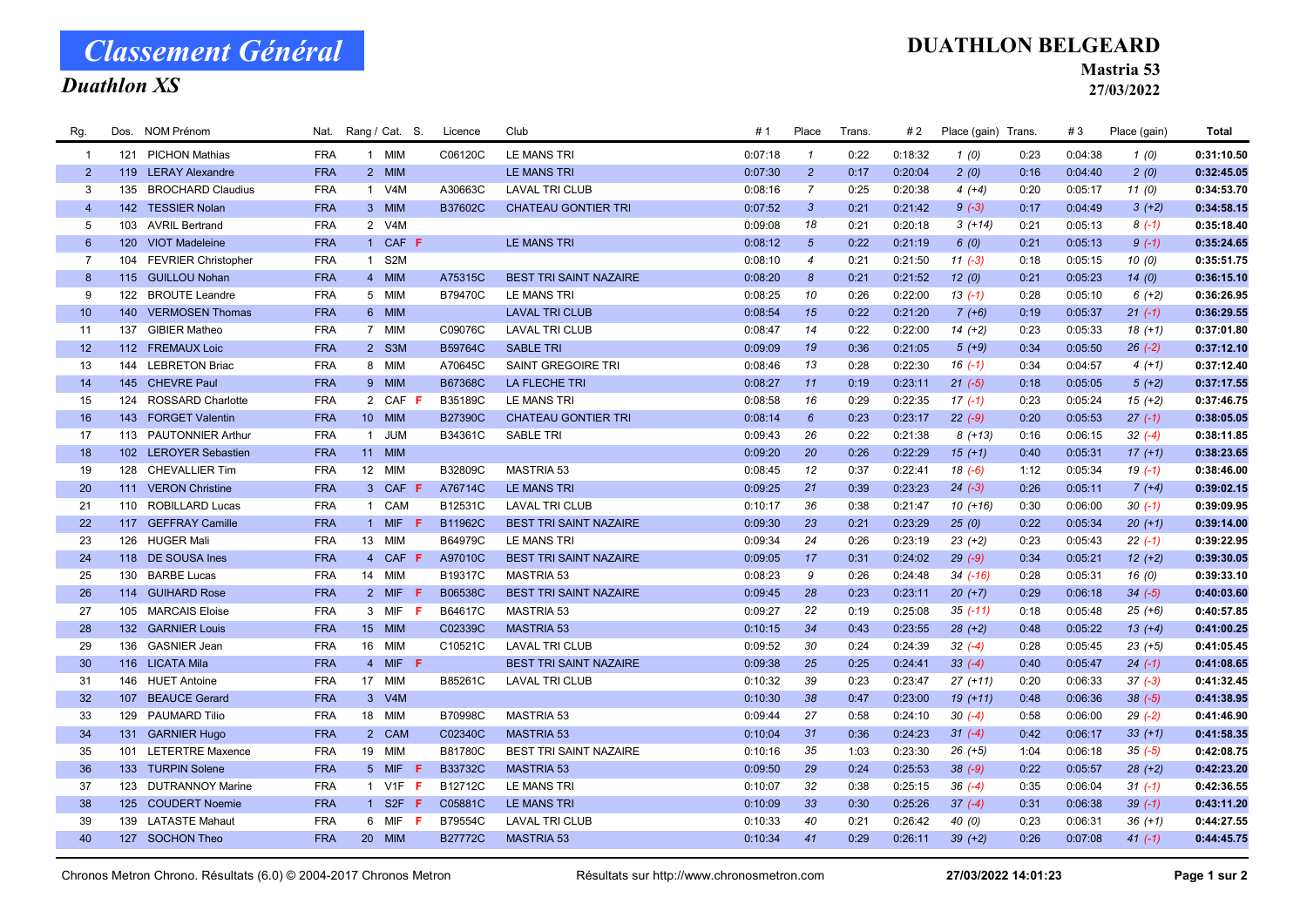# Classement Général

## Duathlon XS

# DUATHLON BELGEARD

### Mastria 53

### 27/03/2022

| Rg. | Dos. | NOM Prénom | Nat. | Rang / Cat. | S. | Licence | Club | # 1 | Place | Trans. | # 2 | Place (gain) | Trans. | # 3 | Place (gain) | Total |
|---|---|---|---|---|---|---|---|---|---|---|---|---|---|---|---|---|
| 1 | 121 | PICHON Mathias | FRA | 1 MIM | | C06120C | LE MANS TRI | 0:07:18 | 1 | 0:22 | 0:18:32 | 1 (0) | 0:23 | 0:04:38 | 1 (0) | 0:31:10.50 |
| 2 | 119 | LERAY Alexandre | FRA | 2 MIM | | | LE MANS TRI | 0:07:30 | 2 | 0:17 | 0:20:04 | 2 (0) | 0:16 | 0:04:40 | 2 (0) | 0:32:45.05 |
| 3 | 135 | BROCHARD Claudius | FRA | 1 V4M | | A30663C | LAVAL TRI CLUB | 0:08:16 | 7 | 0:25 | 0:20:38 | 4 (+4) | 0:20 | 0:05:17 | 11 (0) | 0:34:53.70 |
| 4 | 142 | TESSIER Nolan | FRA | 3 MIM | | B37602C | CHATEAU GONTIER TRI | 0:07:52 | 3 | 0:21 | 0:21:42 | 9 (-3) | 0:17 | 0:04:49 | 3 (+2) | 0:34:58.15 |
| 5 | 103 | AVRIL Bertrand | FRA | 2 V4M | | | | 0:09:08 | 18 | 0:21 | 0:20:18 | 3 (+14) | 0:21 | 0:05:13 | 8 (-1) | 0:35:18.40 |
| 6 | 120 | VIOT Madeleine | FRA | 1 CAF | F | | LE MANS TRI | 0:08:12 | 5 | 0:22 | 0:21:19 | 6 (0) | 0:21 | 0:05:13 | 9 (-1) | 0:35:24.65 |
| 7 | 104 | FEVRIER Christopher | FRA | 1 S2M | | | | 0:08:10 | 4 | 0:21 | 0:21:50 | 11 (-3) | 0:18 | 0:05:15 | 10 (0) | 0:35:51.75 |
| 8 | 115 | GUILLOU Nohan | FRA | 4 MIM | | A75315C | BEST TRI SAINT NAZAIRE | 0:08:20 | 8 | 0:21 | 0:21:52 | 12 (0) | 0:21 | 0:05:23 | 14 (0) | 0:36:15.10 |
| 9 | 122 | BROUTE Leandre | FRA | 5 MIM | | B79470C | LE MANS TRI | 0:08:25 | 10 | 0:26 | 0:22:00 | 13 (-1) | 0:28 | 0:05:10 | 6 (+2) | 0:36:26.95 |
| 10 | 140 | VERMOSEN Thomas | FRA | 6 MIM | | | LAVAL TRI CLUB | 0:08:54 | 15 | 0:22 | 0:21:20 | 7 (+6) | 0:19 | 0:05:37 | 21 (-1) | 0:36:29.55 |
| 11 | 137 | GIBIER Matheo | FRA | 7 MIM | | C09076C | LAVAL TRI CLUB | 0:08:47 | 14 | 0:22 | 0:22:00 | 14 (+2) | 0:23 | 0:05:33 | 18 (+1) | 0:37:01.80 |
| 12 | 112 | FREMAUX Loic | FRA | 2 S3M | | B59764C | SABLE TRI | 0:09:09 | 19 | 0:36 | 0:21:05 | 5 (+9) | 0:34 | 0:05:50 | 26 (-2) | 0:37:12.10 |
| 13 | 144 | LEBRETON Briac | FRA | 8 MIM | | A70645C | SAINT GREGOIRE TRI | 0:08:46 | 13 | 0:28 | 0:22:30 | 16 (-1) | 0:34 | 0:04:57 | 4 (+1) | 0:37:12.40 |
| 14 | 145 | CHEVRE Paul | FRA | 9 MIM | | B67368C | LA FLECHE TRI | 0:08:27 | 11 | 0:19 | 0:23:11 | 21 (-5) | 0:18 | 0:05:05 | 5 (+2) | 0:37:17.55 |
| 15 | 124 | ROSSARD Charlotte | FRA | 2 CAF | F | B35189C | LE MANS TRI | 0:08:58 | 16 | 0:29 | 0:22:35 | 17 (-1) | 0:23 | 0:05:24 | 15 (+2) | 0:37:46.75 |
| 16 | 143 | FORGET Valentin | FRA | 10 MIM | | B27390C | CHATEAU GONTIER TRI | 0:08:14 | 6 | 0:23 | 0:23:17 | 22 (-9) | 0:20 | 0:05:53 | 27 (-1) | 0:38:05.05 |
| 17 | 113 | PAUTONNIER Arthur | FRA | 1 JUM | | B34361C | SABLE TRI | 0:09:43 | 26 | 0:22 | 0:21:38 | 8 (+13) | 0:16 | 0:06:15 | 32 (-4) | 0:38:11.85 |
| 18 | 102 | LEROYER Sebastien | FRA | 11 MIM | | | | 0:09:20 | 20 | 0:26 | 0:22:29 | 15 (+1) | 0:40 | 0:05:31 | 17 (+1) | 0:38:23.65 |
| 19 | 128 | CHEVALLIER Tim | FRA | 12 MIM | | B32809C | MASTRIA 53 | 0:08:45 | 12 | 0:37 | 0:22:41 | 18 (-6) | 1:12 | 0:05:34 | 19 (-1) | 0:38:46.00 |
| 20 | 111 | VERON Christine | FRA | 3 CAF | F | A76714C | LE MANS TRI | 0:09:25 | 21 | 0:39 | 0:23:23 | 24 (-3) | 0:26 | 0:05:11 | 7 (+4) | 0:39:02.15 |
| 21 | 110 | ROBILLARD Lucas | FRA | 1 CAM | | B12531C | LAVAL TRI CLUB | 0:10:17 | 36 | 0:38 | 0:21:47 | 10 (+16) | 0:30 | 0:06:00 | 30 (-1) | 0:39:09.95 |
| 22 | 117 | GEFFRAY Camille | FRA | 1 MIF | F | B11962C | BEST TRI SAINT NAZAIRE | 0:09:30 | 23 | 0:21 | 0:23:29 | 25 (0) | 0:22 | 0:05:34 | 20 (+1) | 0:39:14.00 |
| 23 | 126 | HUGER Mali | FRA | 13 MIM | | B64979C | LE MANS TRI | 0:09:34 | 24 | 0:26 | 0:23:19 | 23 (+2) | 0:23 | 0:05:43 | 22 (-1) | 0:39:22.95 |
| 24 | 118 | DE SOUSA Ines | FRA | 4 CAF | F | A97010C | BEST TRI SAINT NAZAIRE | 0:09:05 | 17 | 0:31 | 0:24:02 | 29 (-9) | 0:34 | 0:05:21 | 12 (+2) | 0:39:30.05 |
| 25 | 130 | BARBE Lucas | FRA | 14 MIM | | B19317C | MASTRIA 53 | 0:08:23 | 9 | 0:26 | 0:24:48 | 34 (-16) | 0:28 | 0:05:31 | 16 (0) | 0:39:33.10 |
| 26 | 114 | GUIHARD Rose | FRA | 2 MIF | F | B06538C | BEST TRI SAINT NAZAIRE | 0:09:45 | 28 | 0:23 | 0:23:11 | 20 (+7) | 0:29 | 0:06:18 | 34 (-5) | 0:40:03.60 |
| 27 | 105 | MARCAIS Eloise | FRA | 3 MIF | F | B64617C | MASTRIA 53 | 0:09:27 | 22 | 0:19 | 0:25:08 | 35 (-11) | 0:18 | 0:05:48 | 25 (+6) | 0:40:57.85 |
| 28 | 132 | GARNIER Louis | FRA | 15 MIM | | C02339C | MASTRIA 53 | 0:10:15 | 34 | 0:43 | 0:23:55 | 28 (+2) | 0:48 | 0:05:22 | 13 (+4) | 0:41:00.25 |
| 29 | 136 | GASNIER Jean | FRA | 16 MIM | | C10521C | LAVAL TRI CLUB | 0:09:52 | 30 | 0:24 | 0:24:39 | 32 (-4) | 0:28 | 0:05:45 | 23 (+5) | 0:41:05.45 |
| 30 | 116 | LICATA Mila | FRA | 4 MIF | F | | BEST TRI SAINT NAZAIRE | 0:09:38 | 25 | 0:25 | 0:24:41 | 33 (-4) | 0:40 | 0:05:47 | 24 (-1) | 0:41:08.65 |
| 31 | 146 | HUET Antoine | FRA | 17 MIM | | B85261C | LAVAL TRI CLUB | 0:10:32 | 39 | 0:23 | 0:23:47 | 27 (+11) | 0:20 | 0:06:33 | 37 (-3) | 0:41:32.45 |
| 32 | 107 | BEAUCE Gerard | FRA | 3 V4M | | | | 0:10:30 | 38 | 0:47 | 0:23:00 | 19 (+11) | 0:48 | 0:06:36 | 38 (-5) | 0:41:38.95 |
| 33 | 129 | PAUMARD Tilio | FRA | 18 MIM | | B70998C | MASTRIA 53 | 0:09:44 | 27 | 0:58 | 0:24:10 | 30 (-4) | 0:58 | 0:06:00 | 29 (-2) | 0:41:46.90 |
| 34 | 131 | GARNIER Hugo | FRA | 2 CAM | | C02340C | MASTRIA 53 | 0:10:04 | 31 | 0:36 | 0:24:23 | 31 (-4) | 0:42 | 0:06:17 | 33 (+1) | 0:41:58.35 |
| 35 | 101 | LETERTRE Maxence | FRA | 19 MIM | | B81780C | BEST TRI SAINT NAZAIRE | 0:10:16 | 35 | 1:03 | 0:23:30 | 26 (+5) | 1:04 | 0:06:18 | 35 (-5) | 0:42:08.75 |
| 36 | 133 | TURPIN Solene | FRA | 5 MIF | F | B33732C | MASTRIA 53 | 0:09:50 | 29 | 0:24 | 0:25:53 | 38 (-9) | 0:22 | 0:05:57 | 28 (+2) | 0:42:23.20 |
| 37 | 123 | DUTRANNOY Marine | FRA | 1 V1F | F | B12712C | LE MANS TRI | 0:10:07 | 32 | 0:38 | 0:25:15 | 36 (-4) | 0:35 | 0:06:04 | 31 (-1) | 0:42:36.55 |
| 38 | 125 | COUDERT Noemie | FRA | 1 S2F | F | C05881C | LE MANS TRI | 0:10:09 | 33 | 0:30 | 0:25:26 | 37 (-4) | 0:31 | 0:06:38 | 39 (-1) | 0:43:11.20 |
| 39 | 139 | LATASTE Mahaut | FRA | 6 MIF | F | B79554C | LAVAL TRI CLUB | 0:10:33 | 40 | 0:21 | 0:26:42 | 40 (0) | 0:23 | 0:06:31 | 36 (+1) | 0:44:27.55 |
| 40 | 127 | SOCHON Theo | FRA | 20 MIM | | B27772C | MASTRIA 53 | 0:10:34 | 41 | 0:29 | 0:26:11 | 39 (+2) | 0:26 | 0:07:08 | 41 (-1) | 0:44:45.75 |

Chronos Metron Chrono. Résultats (6.0) © 2004-2017 Chronos Metron — Résultats sur http://www.chronosmetron.com — 27/03/2022 14:01:23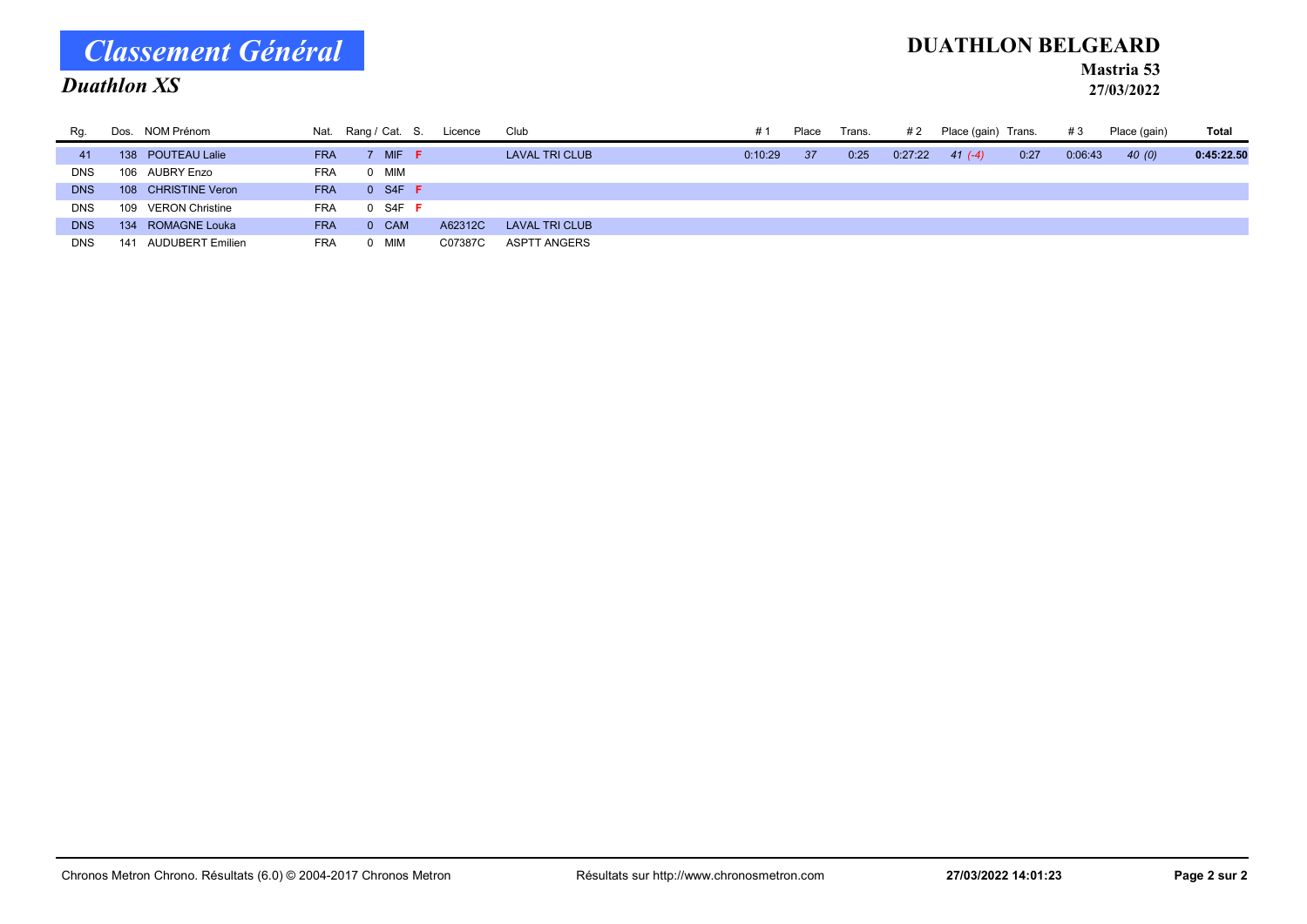# Classement Général

## Duathlon XS

**DUATHLON BELGEARD**

**Mastria 53**

**27/03/2022**

| Rg. | Dos. | NOM Prénom | Nat. | Rang / Cat. | | S. | Licence | Club | # 1 | Place | Trans. | # 2 | Place (gain) | Trans. | # 3 | Place (gain) | Total |
|---|---|---|---|---|---|---|---|---|---|---|---|---|---|---|---|---|---|
| 41 | 138 | POUTEAU Lalie | FRA | 7 | MIF | F | | LAVAL TRI CLUB | 0:10:29 | 37 | 0:25 | 0:27:22 | 41 (-4) | 0:27 | 0:06:43 | 40 (0) | 0:45:22.50 |
| DNS | 106 | AUBRY Enzo | FRA | 0 | MIM | | | | | | | | | | | | |
| DNS | 108 | CHRISTINE Veron | FRA | 0 | S4F | F | | | | | | | | | | | |
| DNS | 109 | VERON Christine | FRA | 0 | S4F | F | | | | | | | | | | | |
| DNS | 134 | ROMAGNE Louka | FRA | 0 | CAM | | A62312C | LAVAL TRI CLUB | | | | | | | | | |
| DNS | 141 | AUDUBERT Emilien | FRA | 0 | MIM | | C07387C | ASPTT ANGERS | | | | | | | | | |

Chronos Metron Chrono. Résultats (6.0) © 2004-2017 Chronos Metron — Résultats sur http://www.chronosmetron.com — 27/03/2022 14:01:23